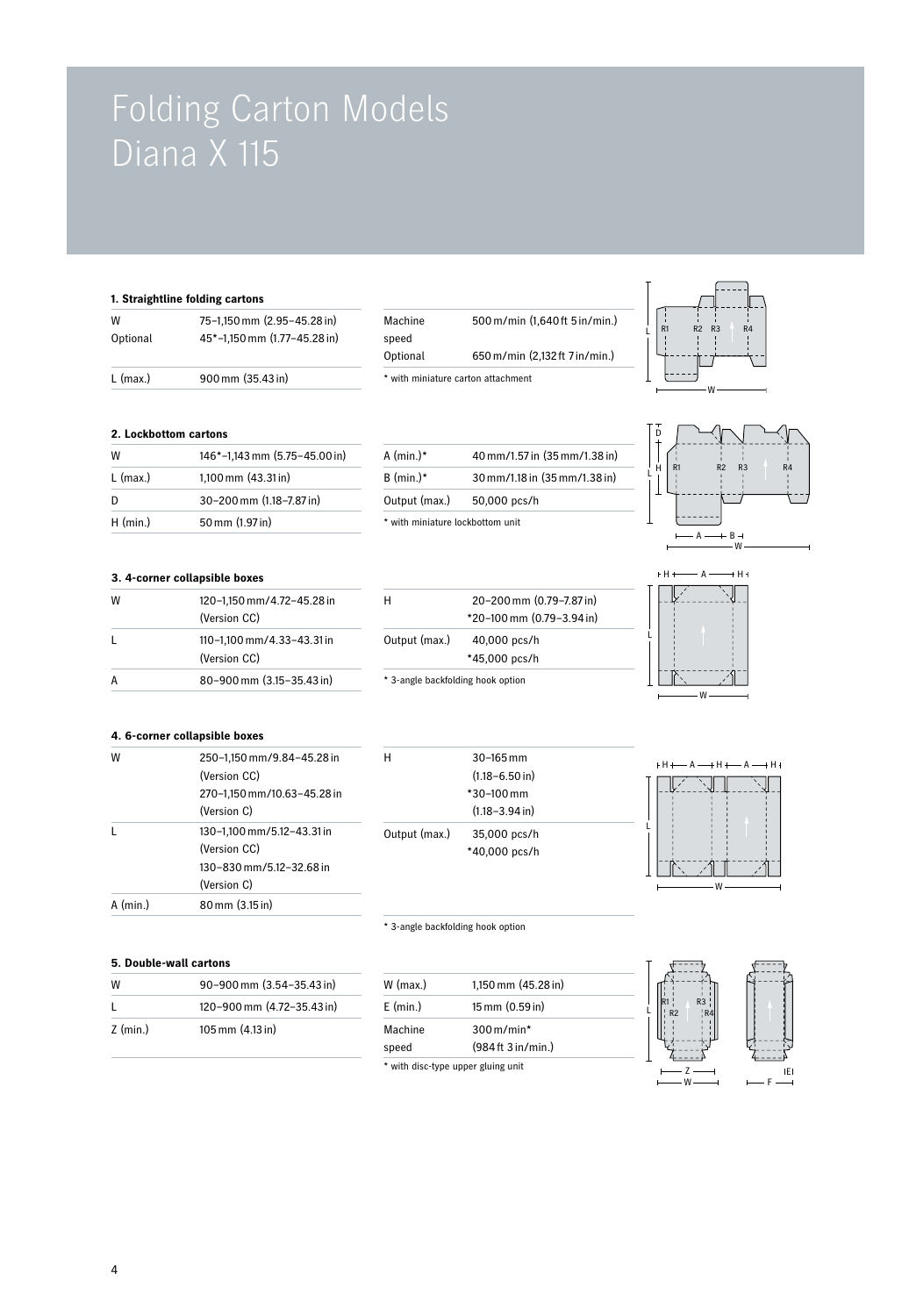# Folding Carton Models
# Diana X 115

### 1. Straightline folding cartons

| | | | |
|---|---|---|---|
| W | 75–1,150 mm (2.95–45.28 in) | Machine speed | 500 m/min (1,640 ft 5 in/min.) |
| Optional | 45*–1,150 mm (1.77–45.28 in) | Optional | 650 m/min (2,132 ft 7 in/min.) |
| L (max.) | 900 mm (35.43 in) | | |

* with miniature carton attachment

### 2. Lockbottom cartons

| | | | |
|---|---|---|---|
| W | 146*–1,143 mm (5.75–45.00 in) | A (min.)* | 40 mm/1.57 in (35 mm/1.38 in) |
| L (max.) | 1,100 mm (43.31 in) | B (min.)* | 30 mm/1.18 in (35 mm/1.38 in) |
| D | 30–200 mm (1.18–7.87 in) | Output (max.) | 50,000 pcs/h |
| H (min.) | 50 mm (1.97 in) | | |

* with miniature lockbottom unit

### 3. 4-corner collapsible boxes

| | | | |
|---|---|---|---|
| W | 120–1,150 mm/4.72–45.28 in (Version CC) | H | 20–200 mm (0.79–7.87 in) *20–100 mm (0.79–3.94 in) |
| L | 110–1,100 mm/4.33–43.31 in (Version CC) | Output (max.) | 40,000 pcs/h *45,000 pcs/h |
| A | 80–900 mm (3.15–35.43 in) | | |

* 3-angle backfolding hook option

### 4. 6-corner collapsible boxes

| | | | |
|---|---|---|---|
| W | 250–1,150 mm/9.84–45.28 in (Version CC) 270–1,150 mm/10.63–45.28 in (Version C) | H | 30–165 mm (1.18–6.50 in) *30–100 mm (1.18–3.94 in) |
| L | 130–1,100 mm/5.12–43.31 in (Version CC) 130–830 mm/5.12–32.68 in (Version C) | Output (max.) | 35,000 pcs/h *40,000 pcs/h |
| A (min.) | 80 mm (3.15 in) | | |

* 3-angle backfolding hook option

### 5. Double-wall cartons

| | | | |
|---|---|---|---|
| W | 90–900 mm (3.54–35.43 in) | W (max.) | 1,150 mm (45.28 in) |
| L | 120–900 mm (4.72–35.43 in) | E (min.) | 15 mm (0.59 in) |
| Z (min.) | 105 mm (4.13 in) | Machine speed | 300 m/min* (984 ft 3 in/min.) |

* with disc-type upper gluing unit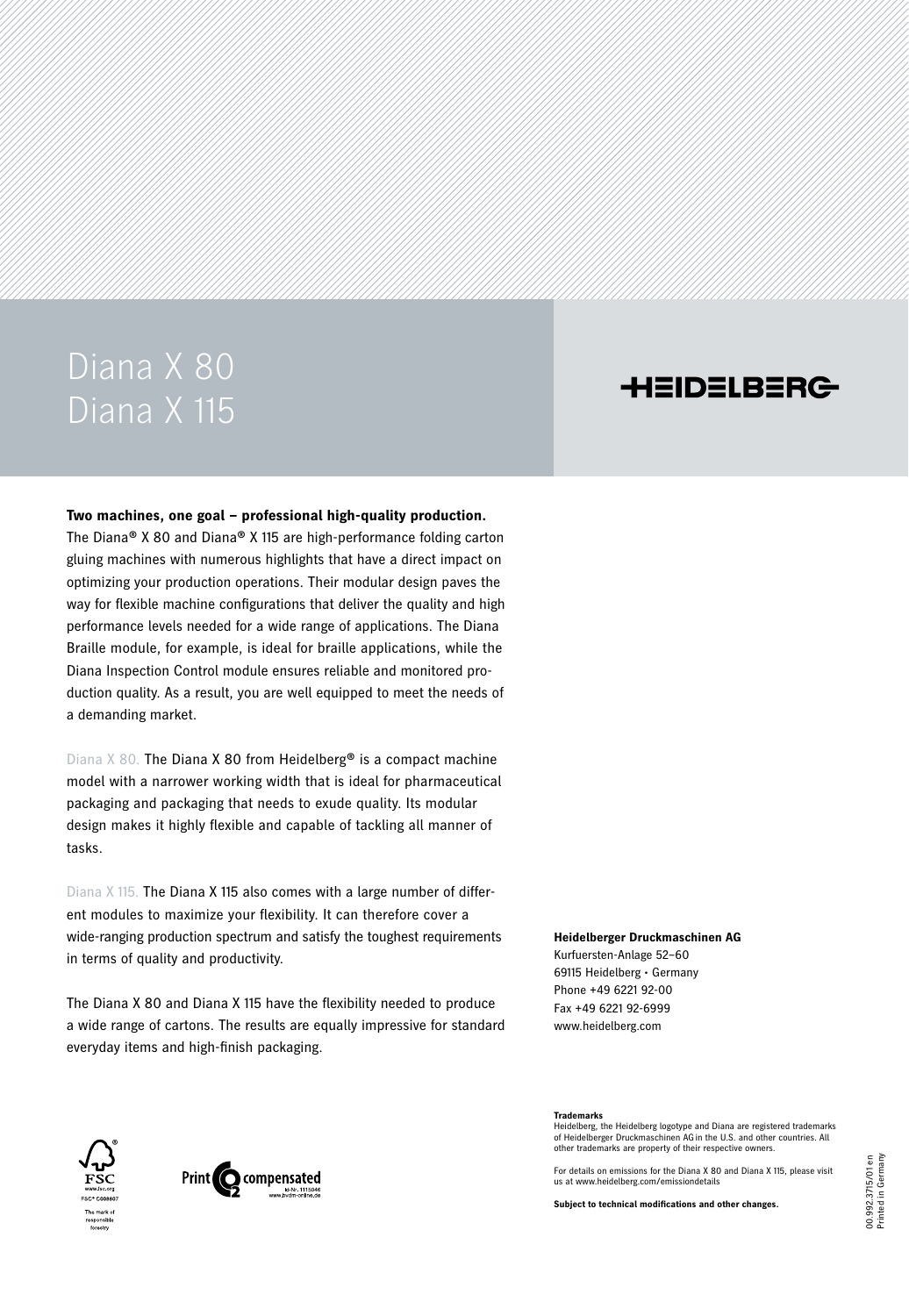# Diana X 80
# Diana X 115

HEIDELBERG

**Two machines, one goal – professional high-quality production.**
The Diana® X 80 and Diana® X 115 are high-performance folding carton gluing machines with numerous highlights that have a direct impact on optimizing your production operations. Their modular design paves the way for flexible machine configurations that deliver the quality and high performance levels needed for a wide range of applications. The Diana Braille module, for example, is ideal for braille applications, while the Diana Inspection Control module ensures reliable and monitored production quality. As a result, you are well equipped to meet the needs of a demanding market.

Diana X 80. The Diana X 80 from Heidelberg® is a compact machine model with a narrower working width that is ideal for pharmaceutical packaging and packaging that needs to exude quality. Its modular design makes it highly flexible and capable of tackling all manner of tasks.

Diana X 115. The Diana X 115 also comes with a large number of different modules to maximize your flexibility. It can therefore cover a wide-ranging production spectrum and satisfy the toughest requirements in terms of quality and productivity.

The Diana X 80 and Diana X 115 have the flexibility needed to produce a wide range of cartons. The results are equally impressive for standard everyday items and high-finish packaging.

**Heidelberger Druckmaschinen AG**
Kurfuersten-Anlage 52–60
69115 Heidelberg • Germany
Phone +49 6221 92-00
Fax +49 6221 92-6999
www.heidelberg.com

FSC®
www.fsc.org
FSC® C008607
The mark of responsible forestry

Print CO2 compensated
Id-Nr. 1115046
www.bvdm-online.de

**Trademarks**
Heidelberg, the Heidelberg logotype and Diana are registered trademarks of Heidelberger Druckmaschinen AG in the U.S. and other countries. All other trademarks are property of their respective owners.

For details on emissions for the Diana X 80 and Diana X 115, please visit us at www.heidelberg.com/emissiondetails

**Subject to technical modifications and other changes.**

00.992.3715/01 en
Printed in Germany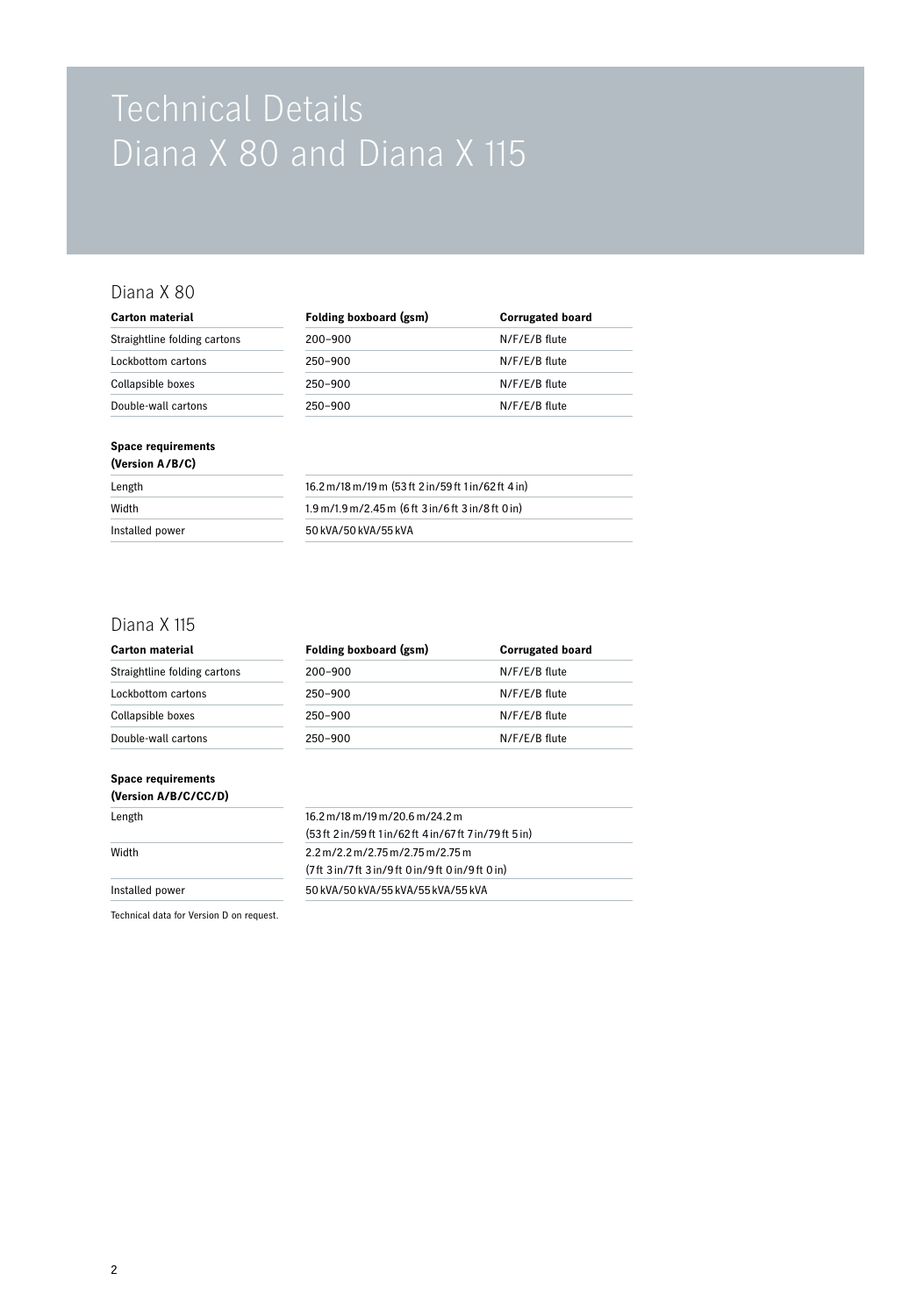# Technical Details
# Diana X 80 and Diana X 115

## Diana X 80

| Carton material | Folding boxboard (gsm) | Corrugated board |
|---|---|---|
| Straightline folding cartons | 200–900 | N/F/E/B flute |
| Lockbottom cartons | 250–900 | N/F/E/B flute |
| Collapsible boxes | 250–900 | N/F/E/B flute |
| Double-wall cartons | 250–900 | N/F/E/B flute |

| Space requirements (Version A/B/C) | |
|---|---|
| Length | 16.2 m/18 m/19 m (53 ft 2 in/59 ft 1 in/62 ft 4 in) |
| Width | 1.9 m/1.9 m/2.45 m (6 ft 3 in/6 ft 3 in/8 ft 0 in) |
| Installed power | 50 kVA/50 kVA/55 kVA |

## Diana X 115

| Carton material | Folding boxboard (gsm) | Corrugated board |
|---|---|---|
| Straightline folding cartons | 200–900 | N/F/E/B flute |
| Lockbottom cartons | 250–900 | N/F/E/B flute |
| Collapsible boxes | 250–900 | N/F/E/B flute |
| Double-wall cartons | 250–900 | N/F/E/B flute |

| Space requirements (Version A/B/C/CC/D) | |
|---|---|
| Length | 16.2 m/18 m/19 m/20.6 m/24.2 m (53 ft 2 in/59 ft 1 in/62 ft 4 in/67 ft 7 in/79 ft 5 in) |
| Width | 2.2 m/2.2 m/2.75 m/2.75 m/2.75 m (7 ft 3 in/7 ft 3 in/9 ft 0 in/9 ft 0 in/9 ft 0 in) |
| Installed power | 50 kVA/50 kVA/55 kVA/55 kVA/55 kVA |

Technical data for Version D on request.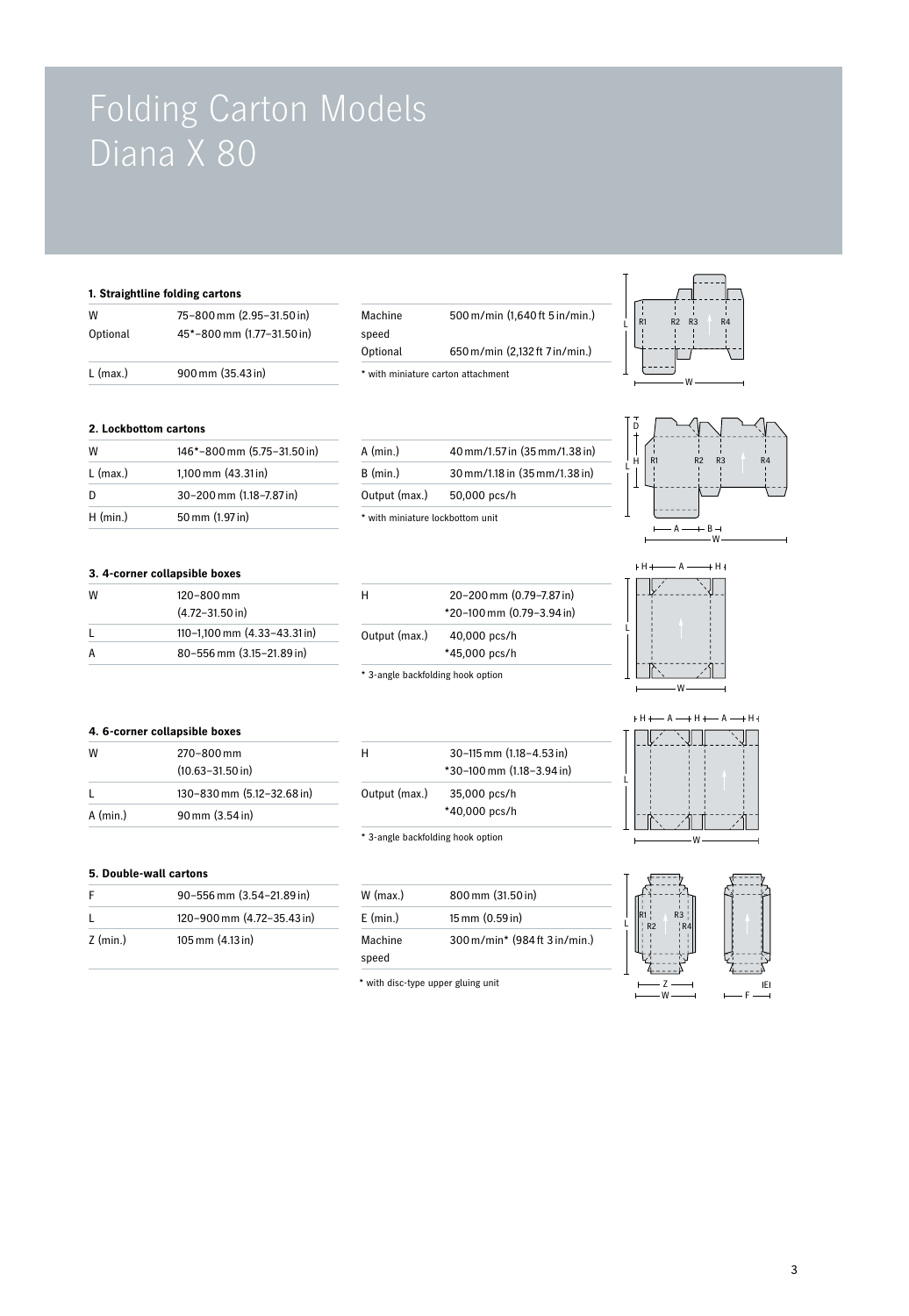# Folding Carton Models
# Diana X 80

### 1. Straightline folding cartons

| | | | |
|---|---|---|---|
| W | 75–800 mm (2.95–31.50 in) | Machine speed | 500 m/min (1,640 ft 5 in/min.) |
| Optional | 45*–800 mm (1.77–31.50 in) | Optional | 650 m/min (2,132 ft 7 in/min.) |
| L (max.) | 900 mm (35.43 in) | | |

* with miniature carton attachment

L  
R1 R2 R3 R4  
W

### 2. Lockbottom cartons

| | | | |
|---|---|---|---|
| W | 146*–800 mm (5.75–31.50 in) | A (min.) | 40 mm/1.57 in (35 mm/1.38 in) |
| L (max.) | 1,100 mm (43.31 in) | B (min.) | 30 mm/1.18 in (35 mm/1.38 in) |
| D | 30–200 mm (1.18–7.87 in) | Output (max.) | 50,000 pcs/h |
| H (min.) | 50 mm (1.97 in) | | |

* with miniature lockbottom unit

D  
H  
L  
R1 R2 R3 R4  
A B  
W

### 3. 4-corner collapsible boxes

| | | | |
|---|---|---|---|
| W | 120–800 mm (4.72–31.50 in) | H | 20–200 mm (0.79–7.87 in) *20–100 mm (0.79–3.94 in) |
| L | 110–1,100 mm (4.33–43.31 in) | Output (max.) | 40,000 pcs/h *45,000 pcs/h |
| A | 80–556 mm (3.15–21.89 in) | | |

* 3-angle backfolding hook option

H A H  
L  
W

### 4. 6-corner collapsible boxes

| | | | |
|---|---|---|---|
| W | 270–800 mm (10.63–31.50 in) | H | 30–115 mm (1.18–4.53 in) *30–100 mm (1.18–3.94 in) |
| L | 130–830 mm (5.12–32.68 in) | Output (max.) | 35,000 pcs/h *40,000 pcs/h |
| A (min.) | 90 mm (3.54 in) | | |

* 3-angle backfolding hook option

H A H A H  
L  
W

### 5. Double-wall cartons

| | | | |
|---|---|---|---|
| F | 90–556 mm (3.54–21.89 in) | W (max.) | 800 mm (31.50 in) |
| L | 120–900 mm (4.72–35.43 in) | E (min.) | 15 mm (0.59 in) |
| Z (min.) | 105 mm (4.13 in) | Machine speed | 300 m/min* (984 ft 3 in/min.) |

* with disc-type upper gluing unit

L  
R1 R2 R3 R4  
Z  
W  
IEI  
F